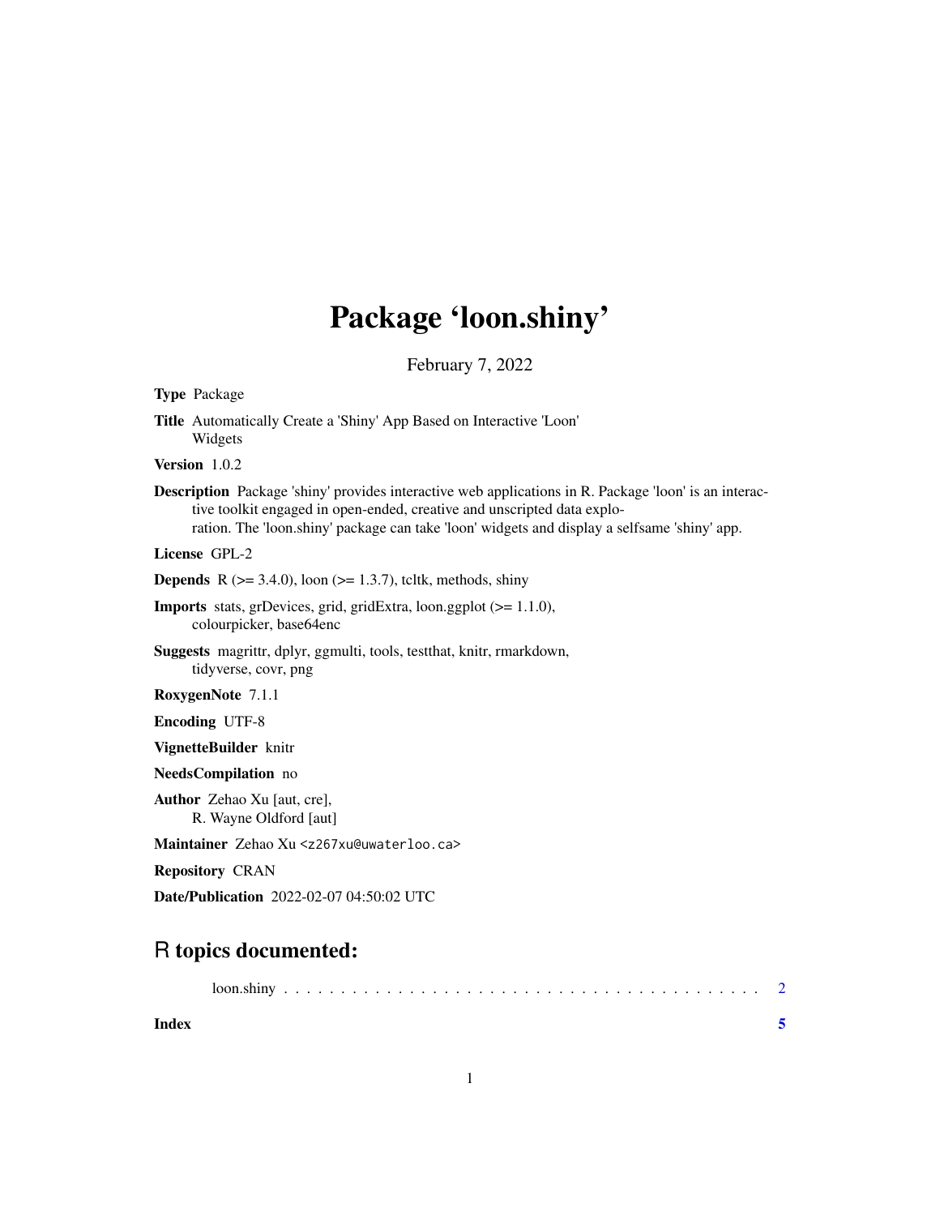# Package 'loon.shiny'

February 7, 2022

**Type** Package

**Title** Automatically Create a 'Shiny' App Based on Interactive 'Loon' Widgets

**Version** 1.0.2

**Description** Package 'shiny' provides interactive web applications in R. Package 'loon' is an interactive toolkit engaged in open-ended, creative and unscripted data exploration. The 'loon.shiny' package can take 'loon' widgets and display a selfsame 'shiny' app.

**License** GPL-2

**Depends** R (>= 3.4.0), loon (>= 1.3.7), tcltk, methods, shiny

**Imports** stats, grDevices, grid, gridExtra, loon.ggplot (>= 1.1.0), colourpicker, base64enc

**Suggests** magrittr, dplyr, ggmulti, tools, testthat, knitr, rmarkdown, tidyverse, covr, png

**RoxygenNote** 7.1.1

**Encoding** UTF-8

**VignetteBuilder** knitr

**NeedsCompilation** no

**Author** Zehao Xu [aut, cre], R. Wayne Oldford [aut]

**Maintainer** Zehao Xu <z267xu@uwaterloo.ca>

**Repository** CRAN

**Date/Publication** 2022-02-07 04:50:02 UTC

## R topics documented:

loon.shiny . . . . . . . . . . . . . . . . . . . . . . . . . . . . . . . . . . . . . . . . . 2

**Index** **5**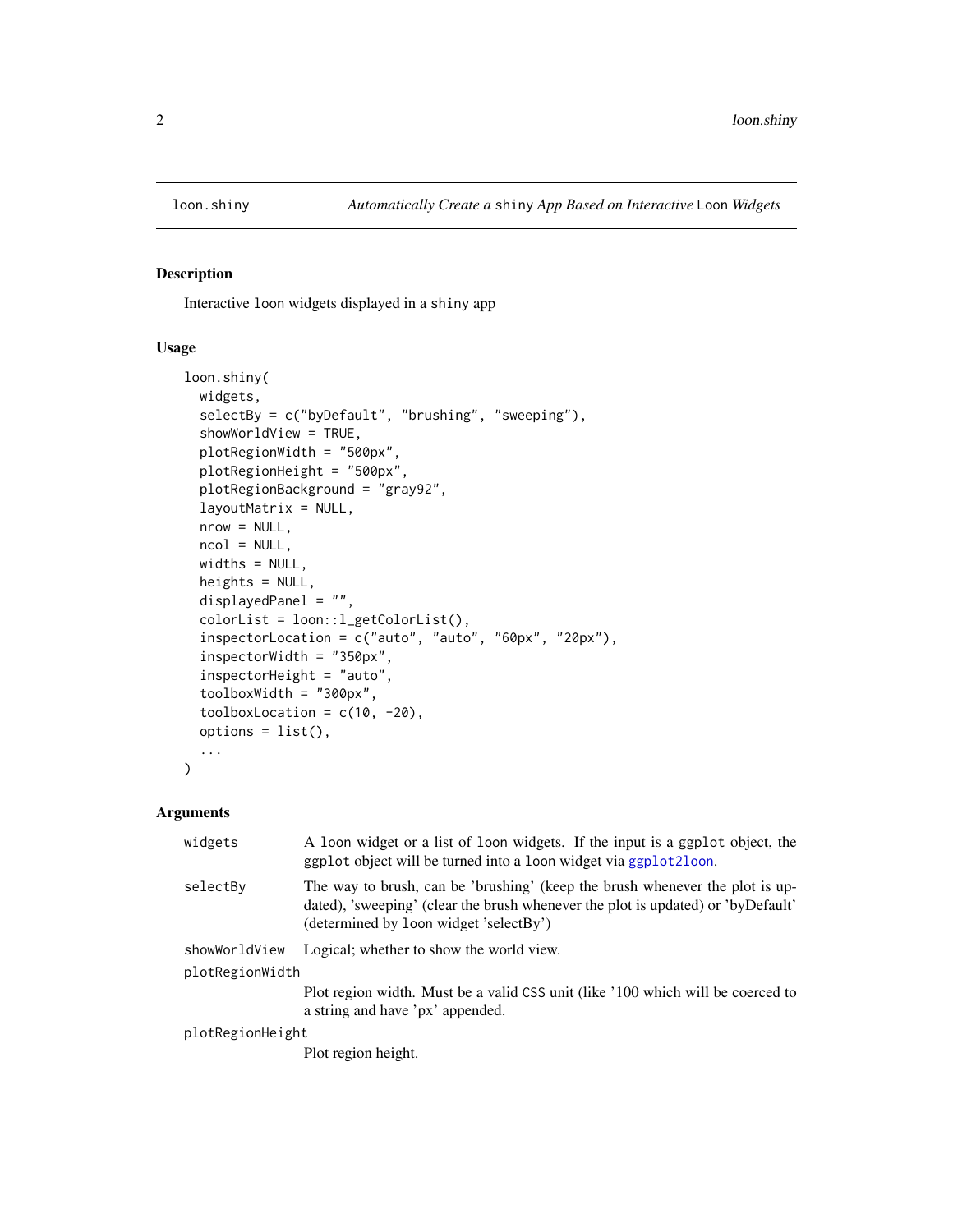loon.shiny — *Automatically Create a shiny App Based on Interactive Loon Widgets*

## Description

Interactive loon widgets displayed in a shiny app

## Usage

```
loon.shiny(
  widgets,
  selectBy = c("byDefault", "brushing", "sweeping"),
  showWorldView = TRUE,
  plotRegionWidth = "500px",
  plotRegionHeight = "500px",
  plotRegionBackground = "gray92",
  layoutMatrix = NULL,
  nrow = NULL,
  ncol = NULL,
  widths = NULL,
  heights = NULL,
  displayedPanel = "",
  colorList = loon::l_getColorList(),
  inspectorLocation = c("auto", "auto", "60px", "20px"),
  inspectorWidth = "350px",
  inspectorHeight = "auto",
  toolboxWidth = "300px",
  toolboxLocation = c(10, -20),
  options = list(),
  ...
)
```

## Arguments

`widgets` A loon widget or a list of loon widgets. If the input is a ggplot object, the ggplot object will be turned into a loon widget via ggplot2loon.

`selectBy` The way to brush, can be 'brushing' (keep the brush whenever the plot is updated), 'sweeping' (clear the brush whenever the plot is updated) or 'byDefault' (determined by loon widget 'selectBy')

`showWorldView` Logical; whether to show the world view.

`plotRegionWidth` Plot region width. Must be a valid CSS unit (like '100 which will be coerced to a string and have 'px' appended.

`plotRegionHeight` Plot region height.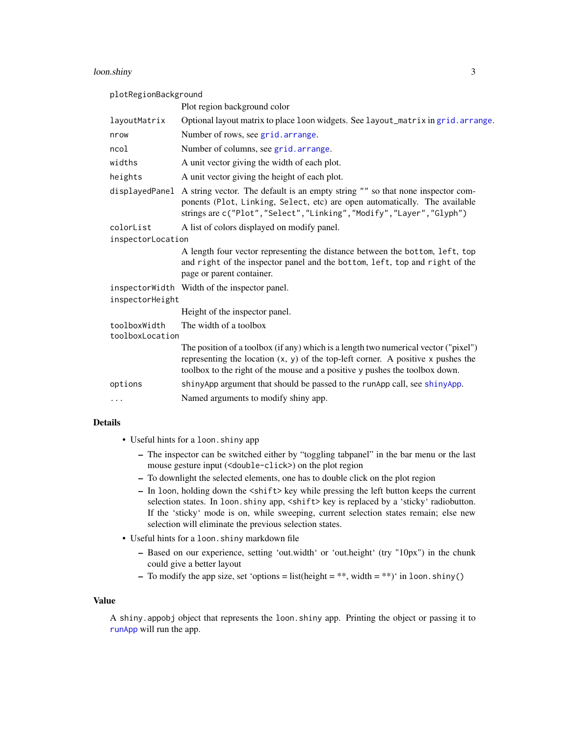| | |
|---|---|
| `plotRegionBackground` | Plot region background color |
| `layoutMatrix` | Optional layout matrix to place loon widgets. See `layout_matrix` in `grid.arrange`. |
| `nrow` | Number of rows, see `grid.arrange`. |
| `ncol` | Number of columns, see `grid.arrange`. |
| `widths` | A unit vector giving the width of each plot. |
| `heights` | A unit vector giving the height of each plot. |
| `displayedPanel` | A string vector. The default is an empty string `""` so that none inspector components (`Plot`, `Linking`, `Select`, etc) are open automatically. The available strings are `c("Plot","Select","Linking","Modify","Layer","Glyph")` |
| `colorList` | A list of colors displayed on modify panel. |
| `inspectorLocation` | A length four vector representing the distance between the `bottom`, `left`, `top` and `right` of the inspector panel and the `bottom`, `left`, `top` and `right` of the page or parent container. |
| `inspectorWidth` | Width of the inspector panel. |
| `inspectorHeight` | Height of the inspector panel. |
| `toolboxWidth` | The width of a toolbox |
| `toolboxLocation` | The position of a toolbox (if any) which is a length two numerical vector ("pixel") representing the location (`x`, `y`) of the top-left corner. A positive `x` pushes the toolbox to the right of the mouse and a positive `y` pushes the toolbox down. |
| `options` | `shinyApp` argument that should be passed to the `runApp` call, see `shinyApp`. |
| `...` | Named arguments to modify shiny app. |

## Details

- Useful hints for a `loon.shiny` app
  - The inspector can be switched either by "toggling tabpanel" in the bar menu or the last mouse gesture input (`<double-click>`) on the plot region
  - To downlight the selected elements, one has to double click on the plot region
  - In `loon`, holding down the `<shift>` key while pressing the left button keeps the current selection states. In `loon.shiny` app, `<shift>` key is replaced by a 'sticky' radiobutton. If the 'sticky' mode is on, while sweeping, current selection states remain; else new selection will eliminate the previous selection states.
- Useful hints for a `loon.shiny` markdown file
  - Based on our experience, setting 'out.width' or 'out.height' (try "10px") in the chunk could give a better layout
  - To modify the app size, set 'options = list(height = **, width = **)' in `loon.shiny()`

## Value

A `shiny.appobj` object that represents the `loon.shiny` app. Printing the object or passing it to `runApp` will run the app.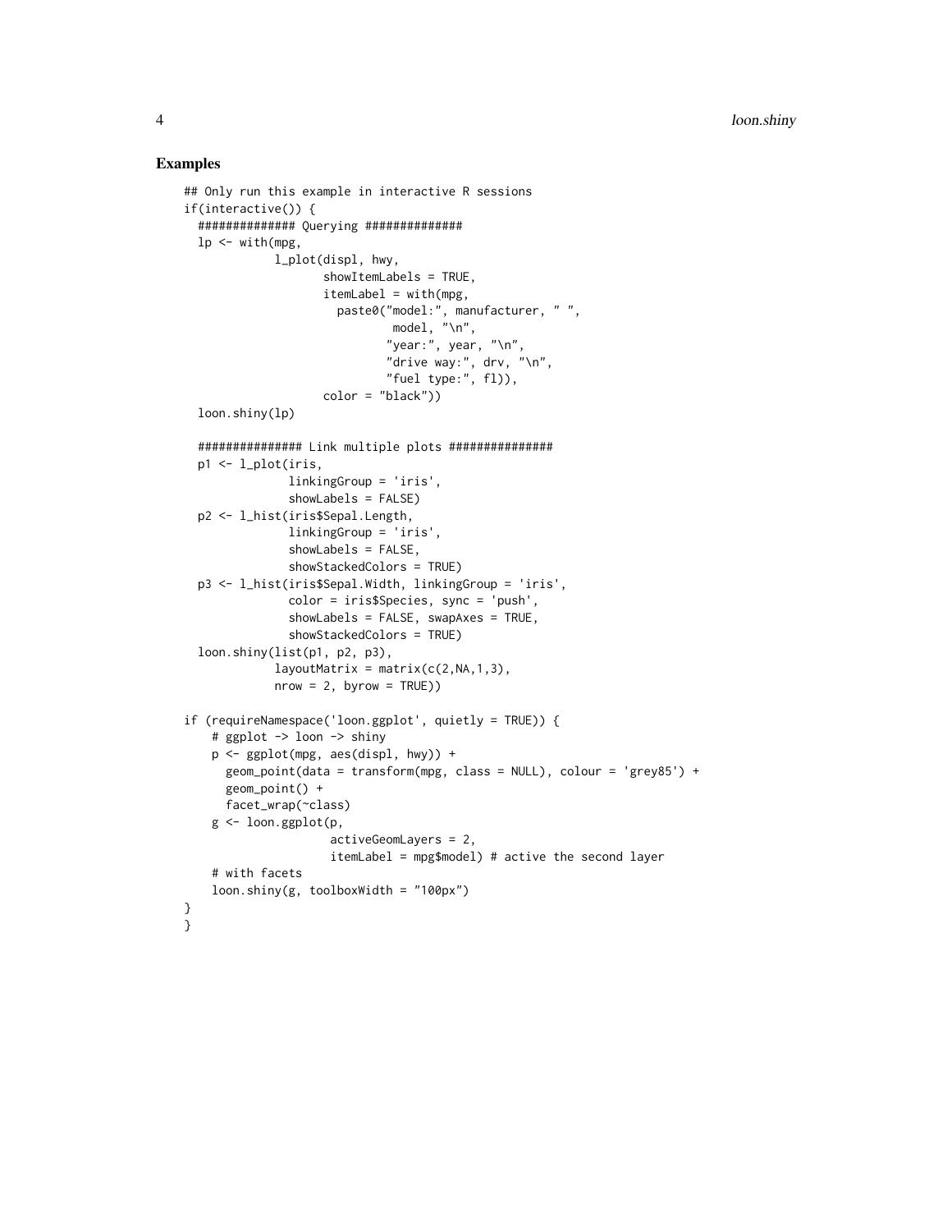## Examples

```
## Only run this example in interactive R sessions
if(interactive()) {
  ############## Querying ##############
  lp <- with(mpg,
             l_plot(displ, hwy,
                    showItemLabels = TRUE,
                    itemLabel = with(mpg,
                      paste0("model:", manufacturer, " ",
                              model, "\n",
                             "year:", year, "\n",
                             "drive way:", drv, "\n",
                             "fuel type:", fl)),
                    color = "black"))
  loon.shiny(lp)

  ############### Link multiple plots ###############
  p1 <- l_plot(iris,
               linkingGroup = 'iris',
               showLabels = FALSE)
  p2 <- l_hist(iris$Sepal.Length,
               linkingGroup = 'iris',
               showLabels = FALSE,
               showStackedColors = TRUE)
  p3 <- l_hist(iris$Sepal.Width, linkingGroup = 'iris',
               color = iris$Species, sync = 'push',
               showLabels = FALSE, swapAxes = TRUE,
               showStackedColors = TRUE)
  loon.shiny(list(p1, p2, p3),
             layoutMatrix = matrix(c(2,NA,1,3),
             nrow = 2, byrow = TRUE))

if (requireNamespace('loon.ggplot', quietly = TRUE)) {
    # ggplot -> loon -> shiny
    p <- ggplot(mpg, aes(displ, hwy)) +
      geom_point(data = transform(mpg, class = NULL), colour = 'grey85') +
      geom_point() +
      facet_wrap(~class)
    g <- loon.ggplot(p,
                     activeGeomLayers = 2,
                     itemLabel = mpg$model) # active the second layer
    # with facets
    loon.shiny(g, toolboxWidth = "100px")
}
}
```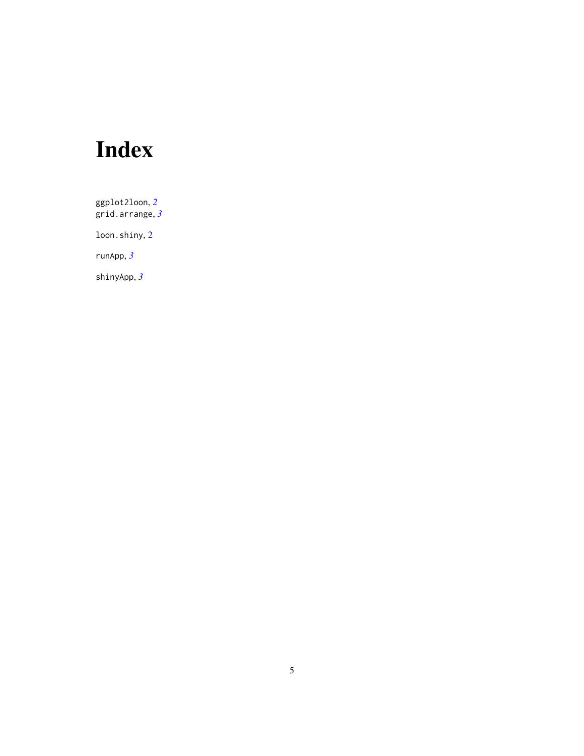# Index

ggplot2loon, *2*
grid.arrange, *3*

loon.shiny, 2

runApp, *3*

shinyApp, *3*